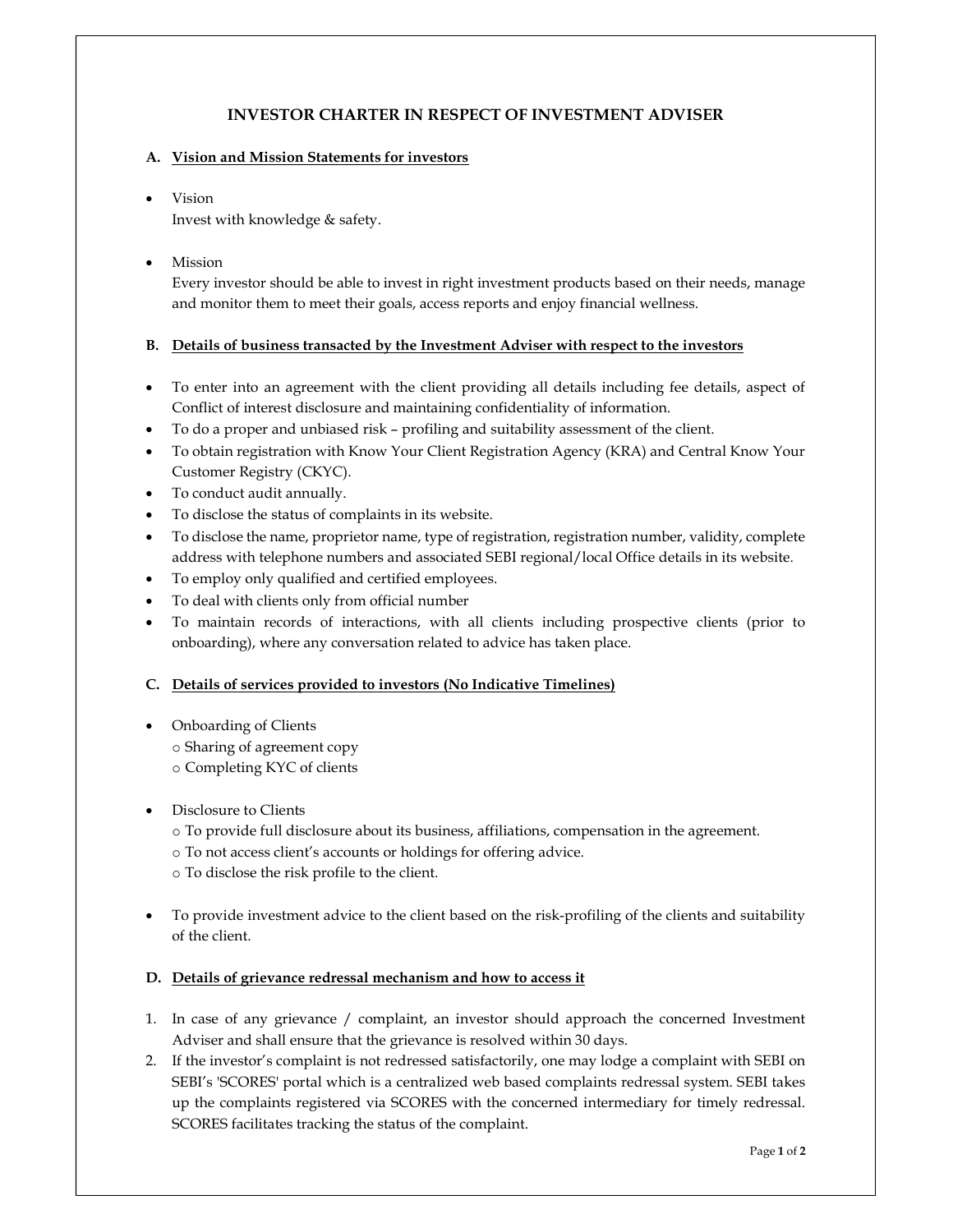# INVESTOR CHARTER IN RESPECT OF INVESTMENT ADVISER

## A. Vision and Mission Statements for investors

- Vision
  Invest with knowledge & safety.

- Mission
  Every investor should be able to invest in right investment products based on their needs, manage and monitor them to meet their goals, access reports and enjoy financial wellness.

## B. Details of business transacted by the Investment Adviser with respect to the investors

- To enter into an agreement with the client providing all details including fee details, aspect of Conflict of interest disclosure and maintaining confidentiality of information.
- To do a proper and unbiased risk – profiling and suitability assessment of the client.
- To obtain registration with Know Your Client Registration Agency (KRA) and Central Know Your Customer Registry (CKYC).
- To conduct audit annually.
- To disclose the status of complaints in its website.
- To disclose the name, proprietor name, type of registration, registration number, validity, complete address with telephone numbers and associated SEBI regional/local Office details in its website.
- To employ only qualified and certified employees.
- To deal with clients only from official number
- To maintain records of interactions, with all clients including prospective clients (prior to onboarding), where any conversation related to advice has taken place.

## C. Details of services provided to investors (No Indicative Timelines)

- Onboarding of Clients
  - Sharing of agreement copy
  - Completing KYC of clients

- Disclosure to Clients
  - To provide full disclosure about its business, affiliations, compensation in the agreement.
  - To not access client's accounts or holdings for offering advice.
  - To disclose the risk profile to the client.

- To provide investment advice to the client based on the risk-profiling of the clients and suitability of the client.

## D. Details of grievance redressal mechanism and how to access it

1. In case of any grievance / complaint, an investor should approach the concerned Investment Adviser and shall ensure that the grievance is resolved within 30 days.
2. If the investor's complaint is not redressed satisfactorily, one may lodge a complaint with SEBI on SEBI's 'SCORES' portal which is a centralized web based complaints redressal system. SEBI takes up the complaints registered via SCORES with the concerned intermediary for timely redressal. SCORES facilitates tracking the status of the complaint.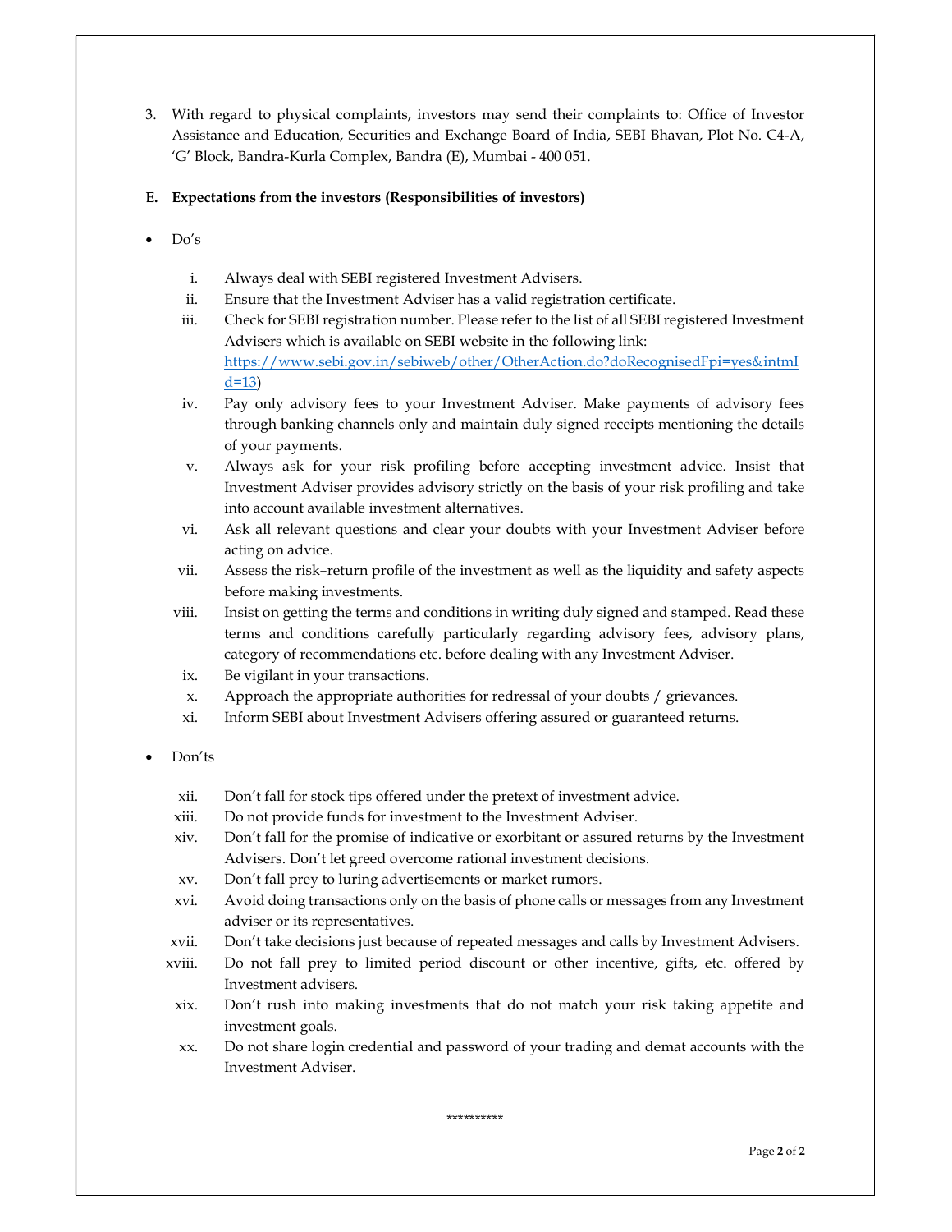3. With regard to physical complaints, investors may send their complaints to: Office of Investor Assistance and Education, Securities and Exchange Board of India, SEBI Bhavan, Plot No. C4-A, 'G' Block, Bandra-Kurla Complex, Bandra (E), Mumbai - 400 051.

**E. Expectations from the investors (Responsibilities of investors)**

- Do's

  i. Always deal with SEBI registered Investment Advisers.

  ii. Ensure that the Investment Adviser has a valid registration certificate.

  iii. Check for SEBI registration number. Please refer to the list of all SEBI registered Investment Advisers which is available on SEBI website in the following link: [https://www.sebi.gov.in/sebiweb/other/OtherAction.do?doRecognisedFpi=yes&intmId=13](https://www.sebi.gov.in/sebiweb/other/OtherAction.do?doRecognisedFpi=yes&intmId=13))

  iv. Pay only advisory fees to your Investment Adviser. Make payments of advisory fees through banking channels only and maintain duly signed receipts mentioning the details of your payments.

  v. Always ask for your risk profiling before accepting investment advice. Insist that Investment Adviser provides advisory strictly on the basis of your risk profiling and take into account available investment alternatives.

  vi. Ask all relevant questions and clear your doubts with your Investment Adviser before acting on advice.

  vii. Assess the risk–return profile of the investment as well as the liquidity and safety aspects before making investments.

  viii. Insist on getting the terms and conditions in writing duly signed and stamped. Read these terms and conditions carefully particularly regarding advisory fees, advisory plans, category of recommendations etc. before dealing with any Investment Adviser.

  ix. Be vigilant in your transactions.

  x. Approach the appropriate authorities for redressal of your doubts / grievances.

  xi. Inform SEBI about Investment Advisers offering assured or guaranteed returns.

- Don'ts

  xii. Don't fall for stock tips offered under the pretext of investment advice.

  xiii. Do not provide funds for investment to the Investment Adviser.

  xiv. Don't fall for the promise of indicative or exorbitant or assured returns by the Investment Advisers. Don't let greed overcome rational investment decisions.

  xv. Don't fall prey to luring advertisements or market rumors.

  xvi. Avoid doing transactions only on the basis of phone calls or messages from any Investment adviser or its representatives.

  xvii. Don't take decisions just because of repeated messages and calls by Investment Advisers.

  xviii. Do not fall prey to limited period discount or other incentive, gifts, etc. offered by Investment advisers.

  xix. Don't rush into making investments that do not match your risk taking appetite and investment goals.

  xx. Do not share login credential and password of your trading and demat accounts with the Investment Adviser.

**********